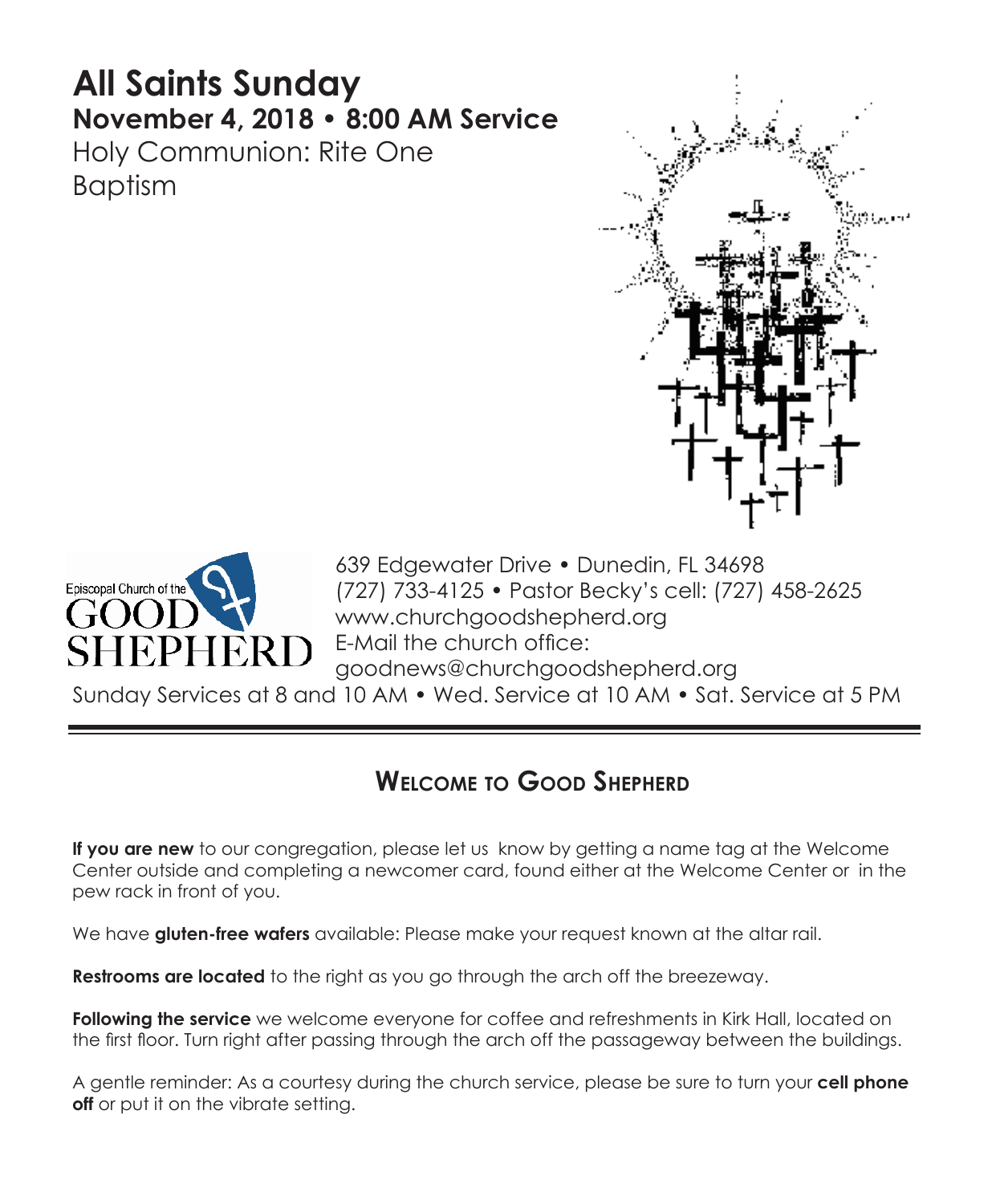# All Saints Sunday

## November 4, 2018 • 8:00 AM Service

Holy Communion: Rite One
Baptism

Episcopal Church of the GOOD SHEPHERD

639 Edgewater Drive • Dunedin, FL 34698
(727) 733-4125 • Pastor Becky's cell: (727) 458-2625
www.churchgoodshepherd.org
E-Mail the church office:
goodnews@churchgoodshepherd.org

Sunday Services at 8 and 10 AM • Wed. Service at 10 AM • Sat. Service at 5 PM

## Welcome to Good Shepherd

**If you are new** to our congregation, please let us know by getting a name tag at the Welcome Center outside and completing a newcomer card, found either at the Welcome Center or in the pew rack in front of you.

We have **gluten-free wafers** available: Please make your request known at the altar rail.

**Restrooms are located** to the right as you go through the arch off the breezeway.

**Following the service** we welcome everyone for coffee and refreshments in Kirk Hall, located on the first floor. Turn right after passing through the arch off the passageway between the buildings.

A gentle reminder: As a courtesy during the church service, please be sure to turn your **cell phone off** or put it on the vibrate setting.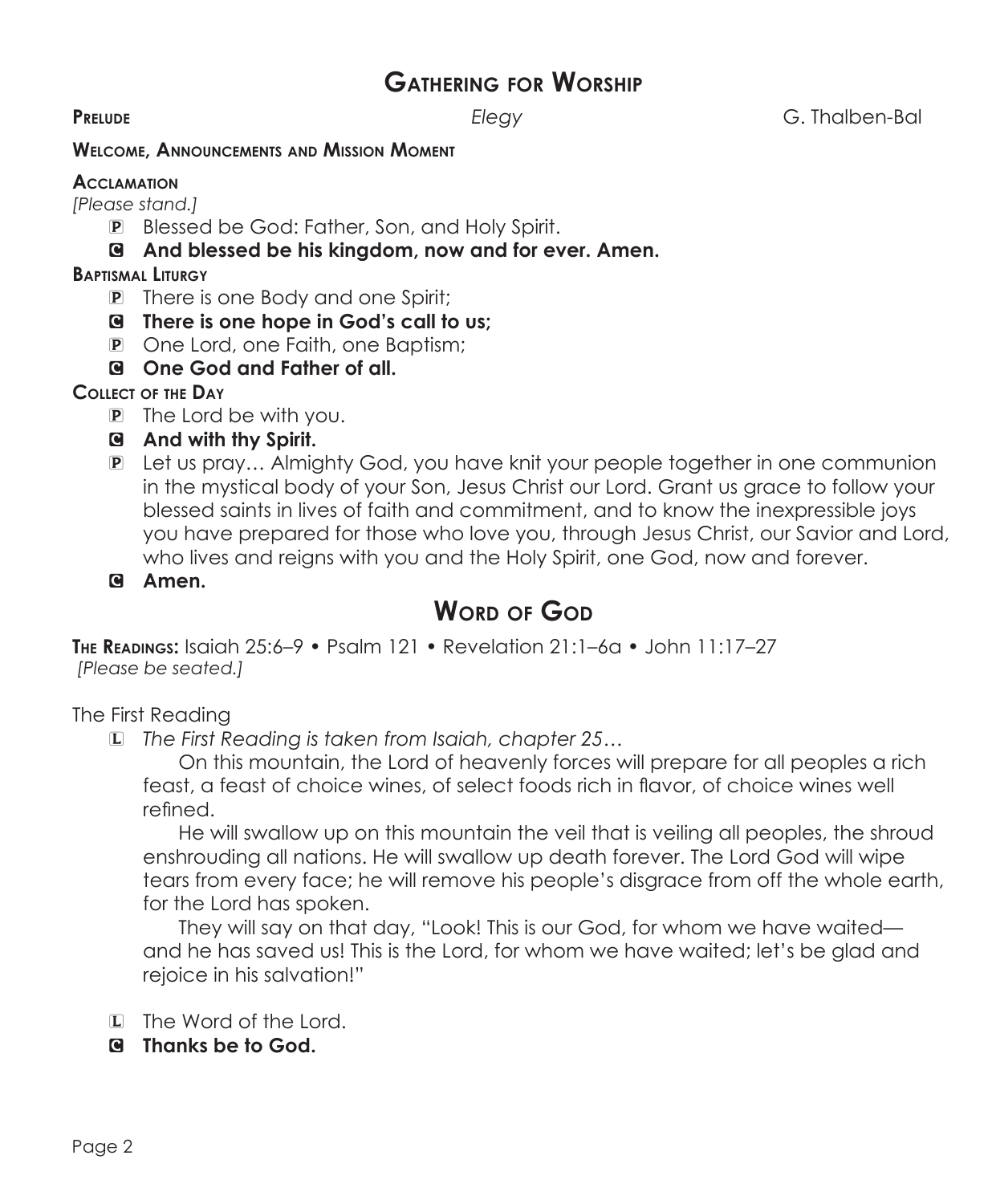## Gathering for Worship

**Prelude** *Elegy* G. Thalben-Bal

**Welcome, Announcements and Mission Moment**

**Acclamation**

*[Please stand.]*

P Blessed be God: Father, Son, and Holy Spirit.

C **And blessed be his kingdom, now and for ever. Amen.**

**Baptismal Liturgy**

P There is one Body and one Spirit;

C **There is one hope in God's call to us;**

P One Lord, one Faith, one Baptism;

C **One God and Father of all.**

**Collect of the Day**

P The Lord be with you.

C **And with thy Spirit.**

P Let us pray… Almighty God, you have knit your people together in one communion in the mystical body of your Son, Jesus Christ our Lord. Grant us grace to follow your blessed saints in lives of faith and commitment, and to know the inexpressible joys you have prepared for those who love you, through Jesus Christ, our Savior and Lord, who lives and reigns with you and the Holy Spirit, one God, now and forever.

C **Amen.**

## Word of God

**The Readings:** Isaiah 25:6–9 • Psalm 121 • Revelation 21:1–6a • John 11:17–27

*[Please be seated.]*

The First Reading

L *The First Reading is taken from Isaiah, chapter 25…*

On this mountain, the Lord of heavenly forces will prepare for all peoples a rich feast, a feast of choice wines, of select foods rich in flavor, of choice wines well refined.

He will swallow up on this mountain the veil that is veiling all peoples, the shroud enshrouding all nations. He will swallow up death forever. The Lord God will wipe tears from every face; he will remove his people's disgrace from off the whole earth, for the Lord has spoken.

They will say on that day, "Look! This is our God, for whom we have waited—and he has saved us! This is the Lord, for whom we have waited; let's be glad and rejoice in his salvation!"

L The Word of the Lord.

C **Thanks be to God.**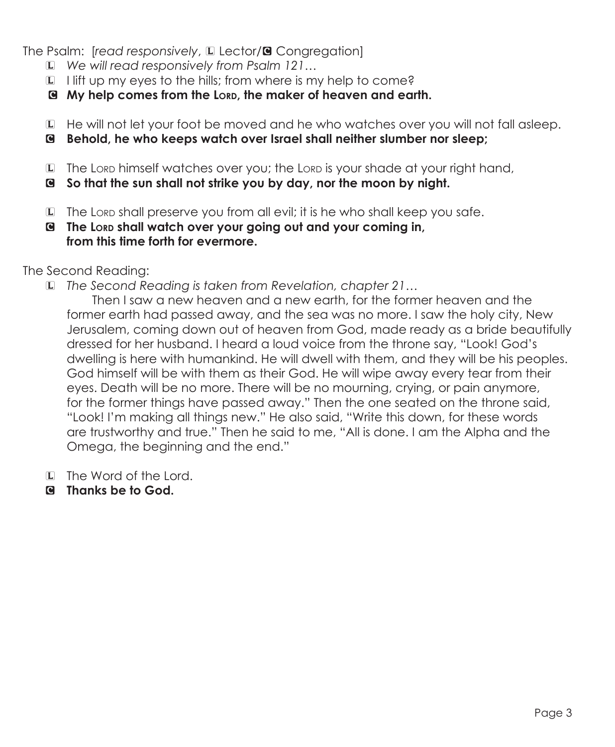The Psalm: [*read responsively*, L Lector/C Congregation]

L *We will read responsively from Psalm 121…*

L I lift up my eyes to the hills; from where is my help to come?

C **My help comes from the LORD, the maker of heaven and earth.**

L He will not let your foot be moved and he who watches over you will not fall asleep.

C **Behold, he who keeps watch over Israel shall neither slumber nor sleep;**

L The LORD himself watches over you; the LORD is your shade at your right hand,

C **So that the sun shall not strike you by day, nor the moon by night.**

L The LORD shall preserve you from all evil; it is he who shall keep you safe.

C **The LORD shall watch over your going out and your coming in, from this time forth for evermore.**

The Second Reading:

L *The Second Reading is taken from Revelation, chapter 21…*

Then I saw a new heaven and a new earth, for the former heaven and the former earth had passed away, and the sea was no more. I saw the holy city, New Jerusalem, coming down out of heaven from God, made ready as a bride beautifully dressed for her husband. I heard a loud voice from the throne say, "Look! God's dwelling is here with humankind. He will dwell with them, and they will be his peoples. God himself will be with them as their God. He will wipe away every tear from their eyes. Death will be no more. There will be no mourning, crying, or pain anymore, for the former things have passed away." Then the one seated on the throne said, "Look! I'm making all things new." He also said, "Write this down, for these words are trustworthy and true." Then he said to me, "All is done. I am the Alpha and the Omega, the beginning and the end."

L The Word of the Lord.

C **Thanks be to God.**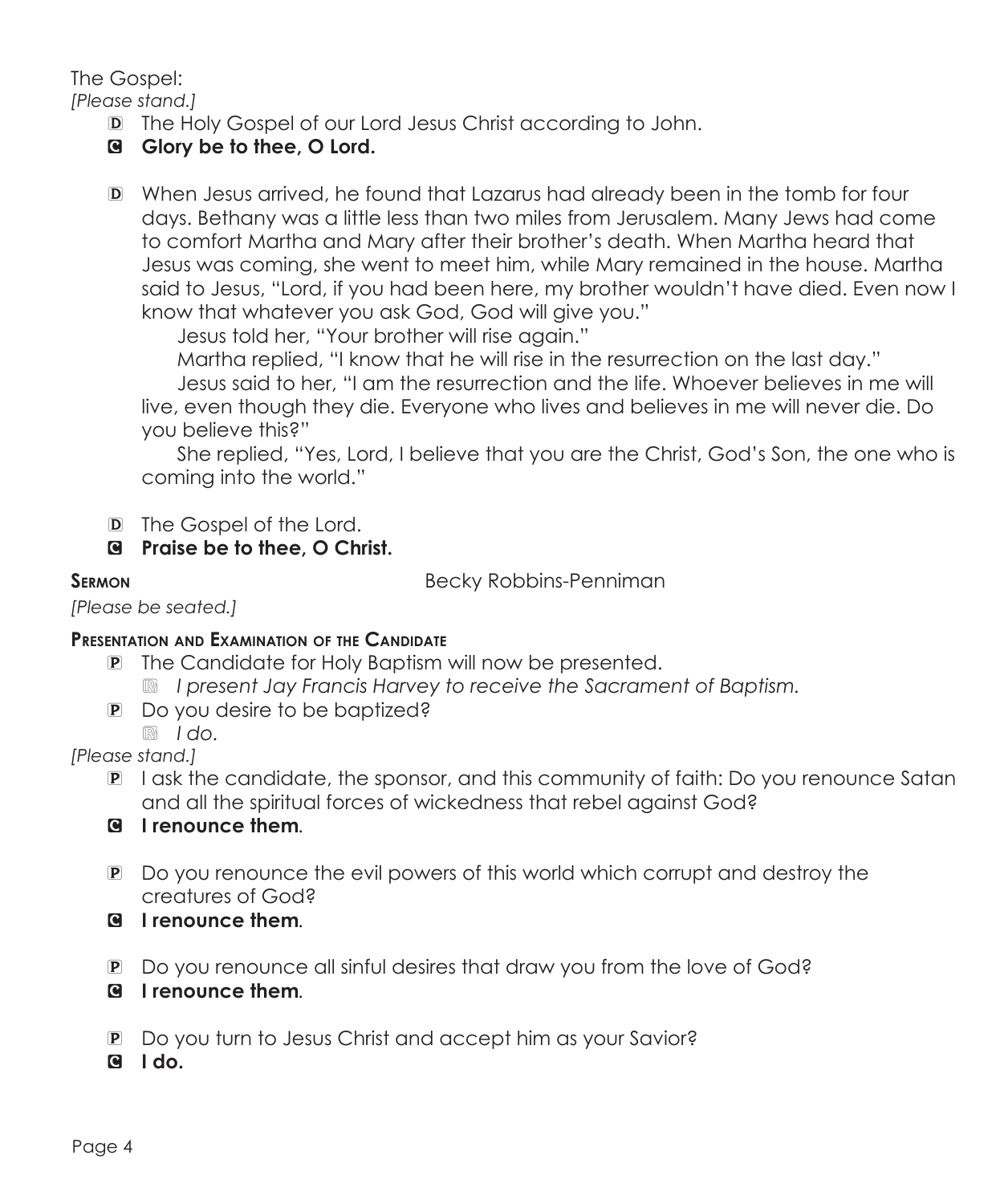The Gospel:

*[Please stand.]*

D The Holy Gospel of our Lord Jesus Christ according to John.

C **Glory be to thee, O Lord.**

D When Jesus arrived, he found that Lazarus had already been in the tomb for four days. Bethany was a little less than two miles from Jerusalem. Many Jews had come to comfort Martha and Mary after their brother's death. When Martha heard that Jesus was coming, she went to meet him, while Mary remained in the house. Martha said to Jesus, "Lord, if you had been here, my brother wouldn't have died. Even now I know that whatever you ask God, God will give you."

Jesus told her, "Your brother will rise again."

Martha replied, "I know that he will rise in the resurrection on the last day."

Jesus said to her, "I am the resurrection and the life. Whoever believes in me will live, even though they die. Everyone who lives and believes in me will never die. Do you believe this?"

She replied, "Yes, Lord, I believe that you are the Christ, God's Son, the one who is coming into the world."

D The Gospel of the Lord.

C **Praise be to thee, O Christ.**

**Sermon** Becky Robbins-Penniman

*[Please be seated.]*

**Presentation and Examination of the Candidate**

P The Candidate for Holy Baptism will now be presented.

R *I present Jay Francis Harvey to receive the Sacrament of Baptism.*

P Do you desire to be baptized?

R *I do.*

*[Please stand.]*

P I ask the candidate, the sponsor, and this community of faith: Do you renounce Satan and all the spiritual forces of wickedness that rebel against God?

C **I renounce them**.

P Do you renounce the evil powers of this world which corrupt and destroy the creatures of God?

C **I renounce them**.

P Do you renounce all sinful desires that draw you from the love of God?

C **I renounce them**.

P Do you turn to Jesus Christ and accept him as your Savior?

C **I do.**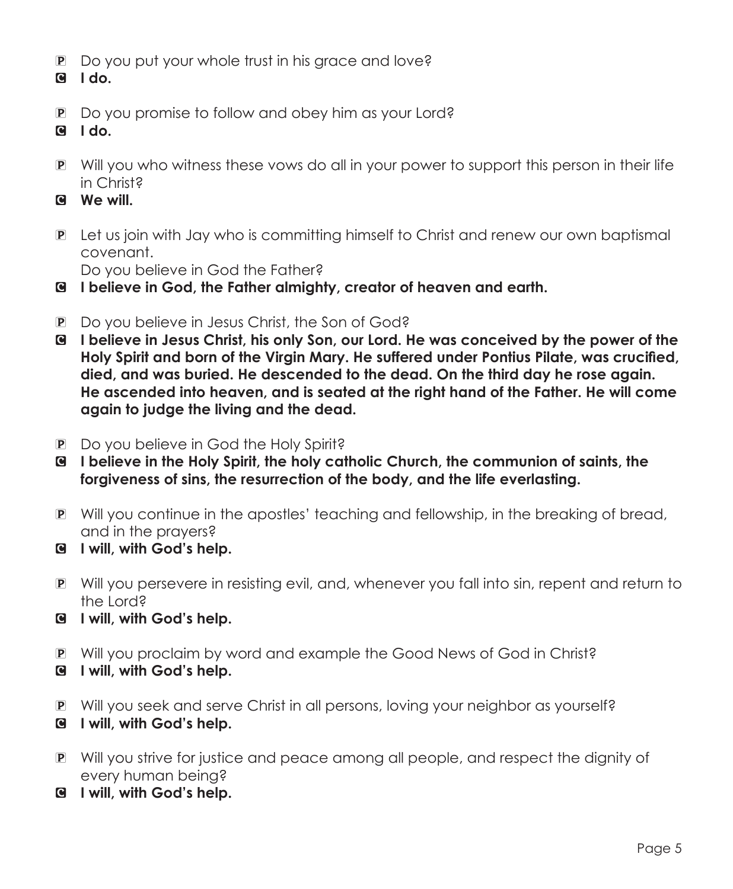P Do you put your whole trust in his grace and love?

**C I do.**

P Do you promise to follow and obey him as your Lord?

**C I do.**

P Will you who witness these vows do all in your power to support this person in their life in Christ?

**C We will.**

P Let us join with Jay who is committing himself to Christ and renew our own baptismal covenant.
Do you believe in God the Father?

**C I believe in God, the Father almighty, creator of heaven and earth.**

P Do you believe in Jesus Christ, the Son of God?

**C I believe in Jesus Christ, his only Son, our Lord. He was conceived by the power of the Holy Spirit and born of the Virgin Mary. He suffered under Pontius Pilate, was crucified, died, and was buried. He descended to the dead. On the third day he rose again. He ascended into heaven, and is seated at the right hand of the Father. He will come again to judge the living and the dead.**

P Do you believe in God the Holy Spirit?

**C I believe in the Holy Spirit, the holy catholic Church, the communion of saints, the forgiveness of sins, the resurrection of the body, and the life everlasting.**

P Will you continue in the apostles' teaching and fellowship, in the breaking of bread, and in the prayers?

**C I will, with God's help.**

P Will you persevere in resisting evil, and, whenever you fall into sin, repent and return to the Lord?

**C I will, with God's help.**

P Will you proclaim by word and example the Good News of God in Christ?

**C I will, with God's help.**

P Will you seek and serve Christ in all persons, loving your neighbor as yourself?

**C I will, with God's help.**

P Will you strive for justice and peace among all people, and respect the dignity of every human being?

**C I will, with God's help.**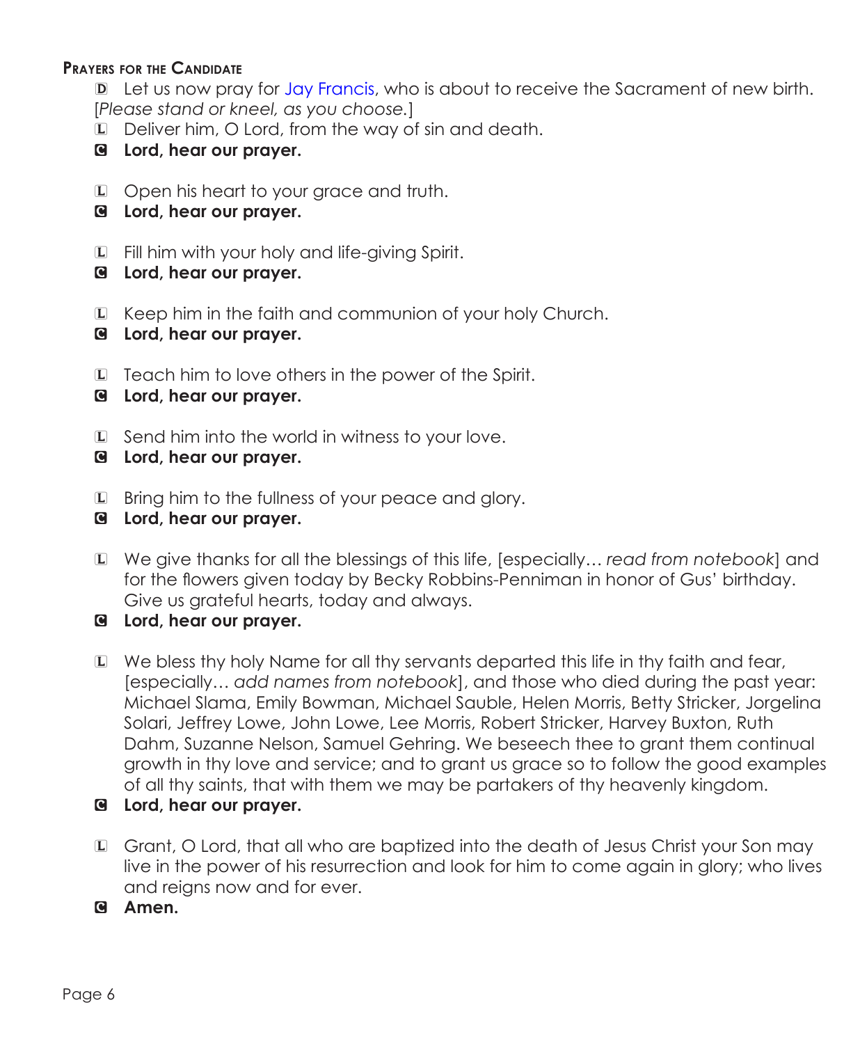### Prayers for the Candidate

D Let us now pray for Jay Francis, who is about to receive the Sacrament of new birth. [*Please stand or kneel, as you choose.*]

L Deliver him, O Lord, from the way of sin and death.

C **Lord, hear our prayer.**

L Open his heart to your grace and truth.

C **Lord, hear our prayer.**

L Fill him with your holy and life-giving Spirit.

C **Lord, hear our prayer.**

L Keep him in the faith and communion of your holy Church.

C **Lord, hear our prayer.**

L Teach him to love others in the power of the Spirit.

C **Lord, hear our prayer.**

L Send him into the world in witness to your love.

C **Lord, hear our prayer.**

L Bring him to the fullness of your peace and glory.

C **Lord, hear our prayer.**

L We give thanks for all the blessings of this life, [especially… *read from notebook*] and for the flowers given today by Becky Robbins-Penniman in honor of Gus' birthday. Give us grateful hearts, today and always.

C **Lord, hear our prayer.**

L We bless thy holy Name for all thy servants departed this life in thy faith and fear, [especially… *add names from notebook*], and those who died during the past year: Michael Slama, Emily Bowman, Michael Sauble, Helen Morris, Betty Stricker, Jorgelina Solari, Jeffrey Lowe, John Lowe, Lee Morris, Robert Stricker, Harvey Buxton, Ruth Dahm, Suzanne Nelson, Samuel Gehring. We beseech thee to grant them continual growth in thy love and service; and to grant us grace so to follow the good examples of all thy saints, that with them we may be partakers of thy heavenly kingdom.

C **Lord, hear our prayer.**

L Grant, O Lord, that all who are baptized into the death of Jesus Christ your Son may live in the power of his resurrection and look for him to come again in glory; who lives and reigns now and for ever.

C **Amen.**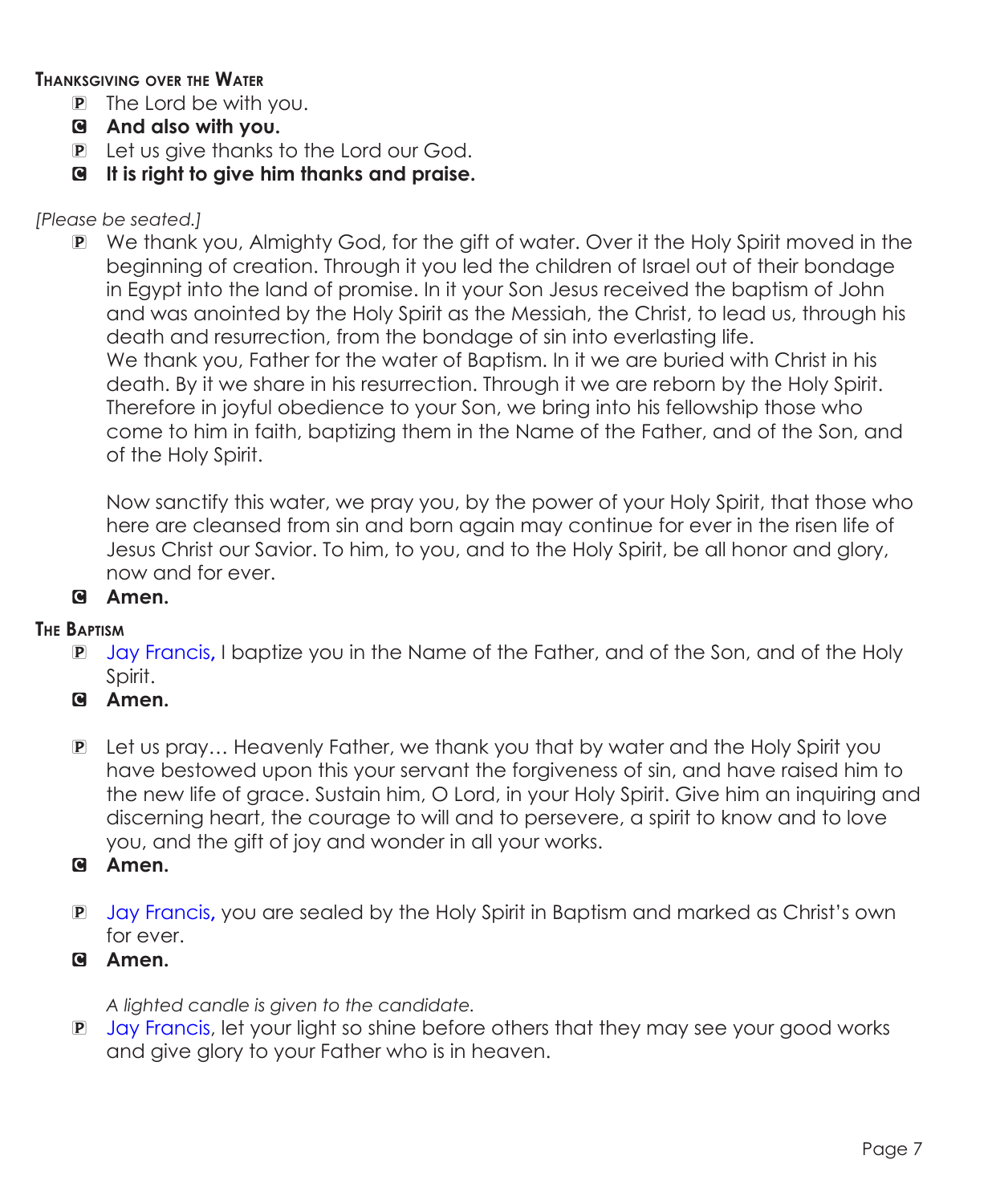### Thanksgiving over the Water

P The Lord be with you.

**C And also with you.**

P Let us give thanks to the Lord our God.

**C It is right to give him thanks and praise.**

*[Please be seated.]*

P We thank you, Almighty God, for the gift of water. Over it the Holy Spirit moved in the beginning of creation. Through it you led the children of Israel out of their bondage in Egypt into the land of promise. In it your Son Jesus received the baptism of John and was anointed by the Holy Spirit as the Messiah, the Christ, to lead us, through his death and resurrection, from the bondage of sin into everlasting life.
We thank you, Father for the water of Baptism. In it we are buried with Christ in his death. By it we share in his resurrection. Through it we are reborn by the Holy Spirit. Therefore in joyful obedience to your Son, we bring into his fellowship those who come to him in faith, baptizing them in the Name of the Father, and of the Son, and of the Holy Spirit.

Now sanctify this water, we pray you, by the power of your Holy Spirit, that those who here are cleansed from sin and born again may continue for ever in the risen life of Jesus Christ our Savior. To him, to you, and to the Holy Spirit, be all honor and glory, now and for ever.

**C Amen.**

### The Baptism

P Jay Francis, I baptize you in the Name of the Father, and of the Son, and of the Holy Spirit.

**C Amen.**

P Let us pray… Heavenly Father, we thank you that by water and the Holy Spirit you have bestowed upon this your servant the forgiveness of sin, and have raised him to the new life of grace. Sustain him, O Lord, in your Holy Spirit. Give him an inquiring and discerning heart, the courage to will and to persevere, a spirit to know and to love you, and the gift of joy and wonder in all your works.

**C Amen.**

P Jay Francis, you are sealed by the Holy Spirit in Baptism and marked as Christ's own for ever.

**C Amen.**

*A lighted candle is given to the candidate.*

P Jay Francis, let your light so shine before others that they may see your good works and give glory to your Father who is in heaven.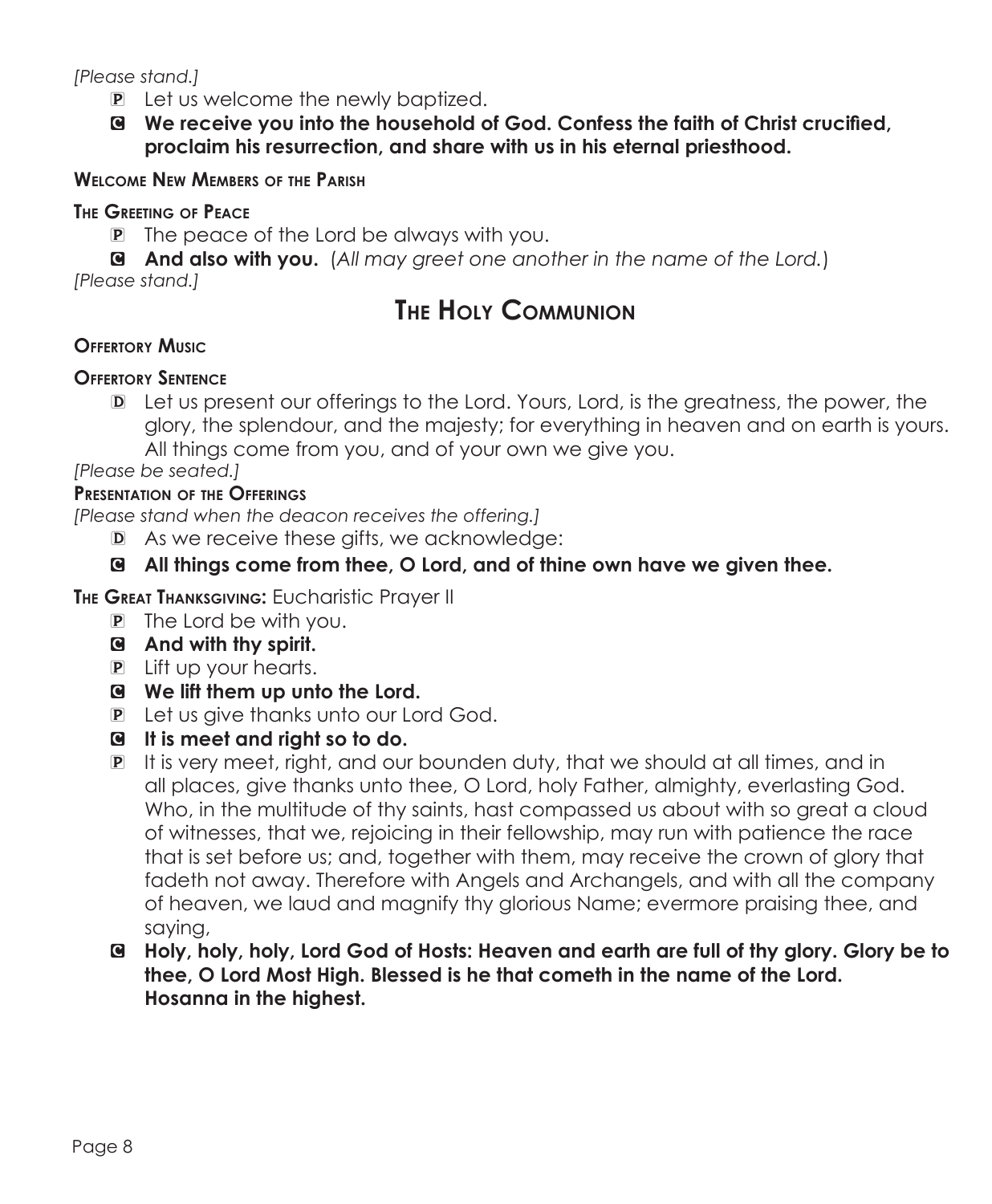*[Please stand.]*

P Let us welcome the newly baptized.

C **We receive you into the household of God. Confess the faith of Christ crucified, proclaim his resurrection, and share with us in his eternal priesthood.**

**Welcome New Members of the Parish**

**The Greeting of Peace**

P The peace of the Lord be always with you.

C **And also with you.** (*All may greet one another in the name of the Lord.*)

*[Please stand.]*

# The Holy Communion

**Offertory Music**

**Offertory Sentence**

D Let us present our offerings to the Lord. Yours, Lord, is the greatness, the power, the glory, the splendour, and the majesty; for everything in heaven and on earth is yours. All things come from you, and of your own we give you.

*[Please be seated.]*

**Presentation of the Offerings**

*[Please stand when the deacon receives the offering.]*

D As we receive these gifts, we acknowledge:

C **All things come from thee, O Lord, and of thine own have we given thee.**

**The Great Thanksgiving:** Eucharistic Prayer II

P The Lord be with you.

C **And with thy spirit.**

P Lift up your hearts.

C **We lift them up unto the Lord.**

P Let us give thanks unto our Lord God.

C **It is meet and right so to do.**

P It is very meet, right, and our bounden duty, that we should at all times, and in all places, give thanks unto thee, O Lord, holy Father, almighty, everlasting God. Who, in the multitude of thy saints, hast compassed us about with so great a cloud of witnesses, that we, rejoicing in their fellowship, may run with patience the race that is set before us; and, together with them, may receive the crown of glory that fadeth not away. Therefore with Angels and Archangels, and with all the company of heaven, we laud and magnify thy glorious Name; evermore praising thee, and saying,

C **Holy, holy, holy, Lord God of Hosts: Heaven and earth are full of thy glory. Glory be to thee, O Lord Most High. Blessed is he that cometh in the name of the Lord. Hosanna in the highest.**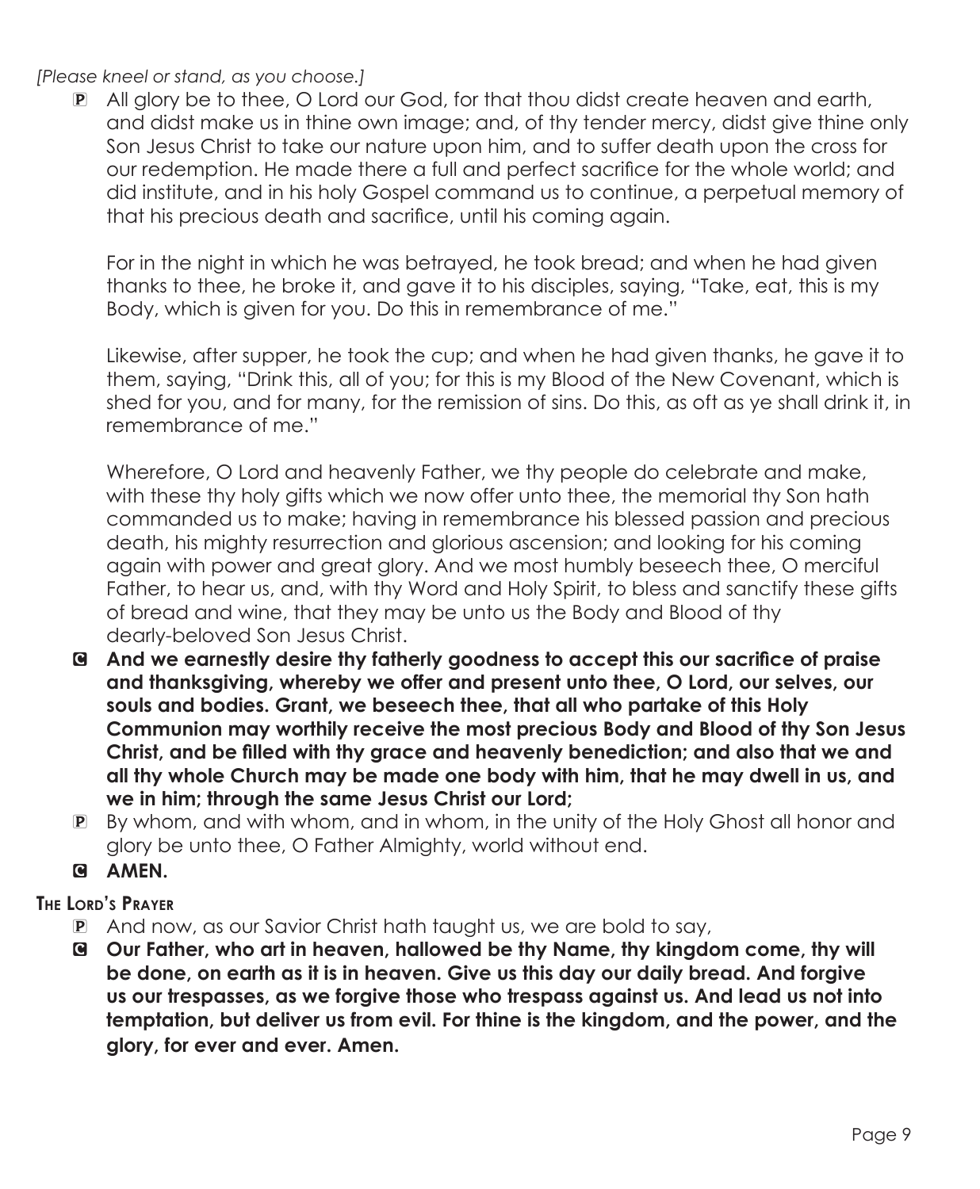*[Please kneel or stand, as you choose.]*

P All glory be to thee, O Lord our God, for that thou didst create heaven and earth, and didst make us in thine own image; and, of thy tender mercy, didst give thine only Son Jesus Christ to take our nature upon him, and to suffer death upon the cross for our redemption. He made there a full and perfect sacrifice for the whole world; and did institute, and in his holy Gospel command us to continue, a perpetual memory of that his precious death and sacrifice, until his coming again.

For in the night in which he was betrayed, he took bread; and when he had given thanks to thee, he broke it, and gave it to his disciples, saying, "Take, eat, this is my Body, which is given for you. Do this in remembrance of me."

Likewise, after supper, he took the cup; and when he had given thanks, he gave it to them, saying, "Drink this, all of you; for this is my Blood of the New Covenant, which is shed for you, and for many, for the remission of sins. Do this, as oft as ye shall drink it, in remembrance of me."

Wherefore, O Lord and heavenly Father, we thy people do celebrate and make, with these thy holy gifts which we now offer unto thee, the memorial thy Son hath commanded us to make; having in remembrance his blessed passion and precious death, his mighty resurrection and glorious ascension; and looking for his coming again with power and great glory. And we most humbly beseech thee, O merciful Father, to hear us, and, with thy Word and Holy Spirit, to bless and sanctify these gifts of bread and wine, that they may be unto us the Body and Blood of thy dearly-beloved Son Jesus Christ.

C **And we earnestly desire thy fatherly goodness to accept this our sacrifice of praise and thanksgiving, whereby we offer and present unto thee, O Lord, our selves, our souls and bodies. Grant, we beseech thee, that all who partake of this Holy Communion may worthily receive the most precious Body and Blood of thy Son Jesus Christ, and be filled with thy grace and heavenly benediction; and also that we and all thy whole Church may be made one body with him, that he may dwell in us, and we in him; through the same Jesus Christ our Lord;**

P By whom, and with whom, and in whom, in the unity of the Holy Ghost all honor and glory be unto thee, O Father Almighty, world without end.

C **AMEN.**

**The Lord's Prayer**

P And now, as our Savior Christ hath taught us, we are bold to say,

C **Our Father, who art in heaven, hallowed be thy Name, thy kingdom come, thy will be done, on earth as it is in heaven. Give us this day our daily bread. And forgive us our trespasses, as we forgive those who trespass against us. And lead us not into temptation, but deliver us from evil. For thine is the kingdom, and the power, and the glory, for ever and ever. Amen.**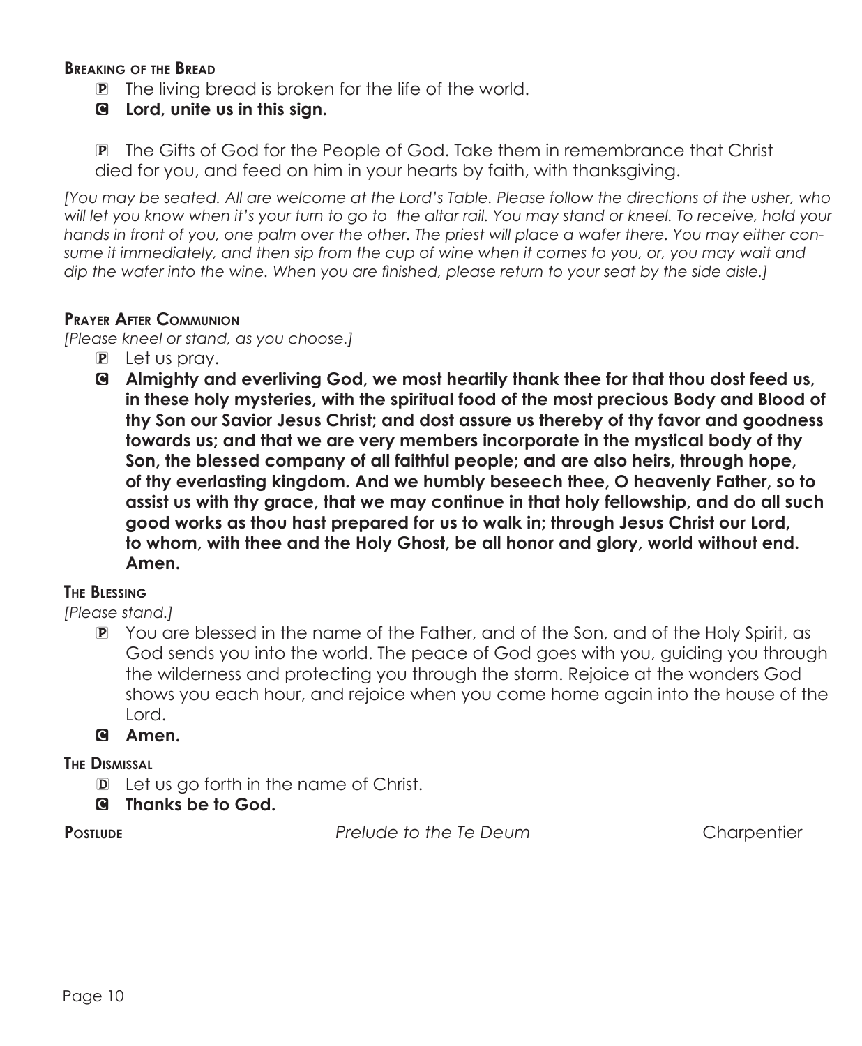**Breaking of the Bread**

P The living bread is broken for the life of the world.

C **Lord, unite us in this sign.**

P The Gifts of God for the People of God. Take them in remembrance that Christ died for you, and feed on him in your hearts by faith, with thanksgiving.

*[You may be seated. All are welcome at the Lord's Table. Please follow the directions of the usher, who will let you know when it's your turn to go to the altar rail. You may stand or kneel. To receive, hold your hands in front of you, one palm over the other. The priest will place a wafer there. You may either consume it immediately, and then sip from the cup of wine when it comes to you, or, you may wait and dip the wafer into the wine. When you are finished, please return to your seat by the side aisle.]*

**Prayer After Communion**

*[Please kneel or stand, as you choose.]*

P Let us pray.

C **Almighty and everliving God, we most heartily thank thee for that thou dost feed us, in these holy mysteries, with the spiritual food of the most precious Body and Blood of thy Son our Savior Jesus Christ; and dost assure us thereby of thy favor and goodness towards us; and that we are very members incorporate in the mystical body of thy Son, the blessed company of all faithful people; and are also heirs, through hope, of thy everlasting kingdom. And we humbly beseech thee, O heavenly Father, so to assist us with thy grace, that we may continue in that holy fellowship, and do all such good works as thou hast prepared for us to walk in; through Jesus Christ our Lord, to whom, with thee and the Holy Ghost, be all honor and glory, world without end. Amen.**

**The Blessing**

*[Please stand.]*

P You are blessed in the name of the Father, and of the Son, and of the Holy Spirit, as God sends you into the world. The peace of God goes with you, guiding you through the wilderness and protecting you through the storm. Rejoice at the wonders God shows you each hour, and rejoice when you come home again into the house of the Lord.

C **Amen.**

**The Dismissal**

D Let us go forth in the name of Christ.

C **Thanks be to God.**

**Postlude** *Prelude to the Te Deum* Charpentier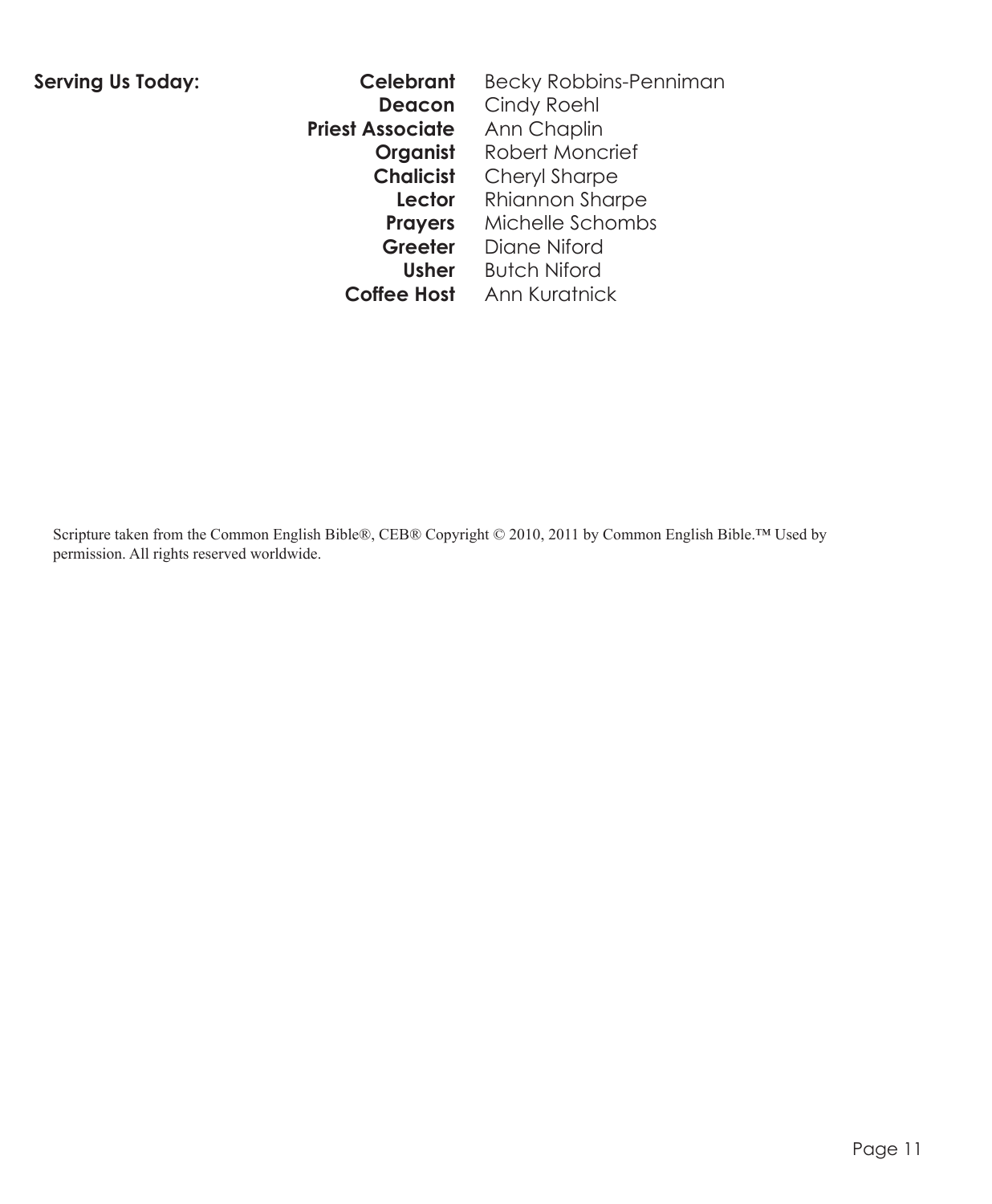**Serving Us Today:**

| | |
|---|---|
| **Celebrant** | Becky Robbins-Penniman |
| **Deacon** | Cindy Roehl |
| **Priest Associate** | Ann Chaplin |
| **Organist** | Robert Moncrief |
| **Chalicist** | Cheryl Sharpe |
| **Lector** | Rhiannon Sharpe |
| **Prayers** | Michelle Schombs |
| **Greeter** | Diane Niford |
| **Usher** | Butch Niford |
| **Coffee Host** | Ann Kuratnick |

Scripture taken from the Common English Bible®, CEB® Copyright © 2010, 2011 by Common English Bible.™ Used by permission. All rights reserved worldwide.